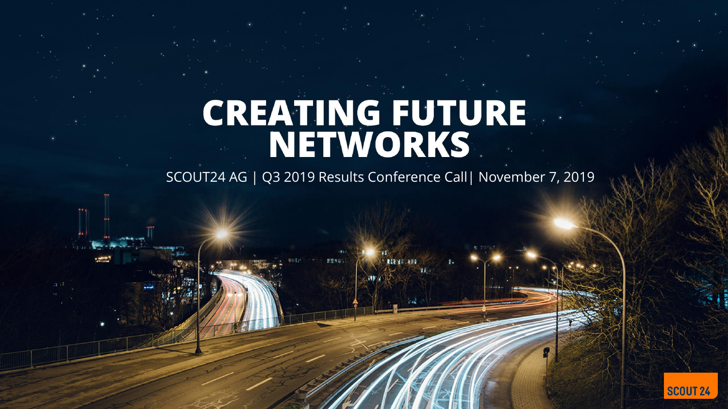# CREATING FUTURE NETWORKS

SCOUT24 AG | Q3 2019 Results Conference Call| November 7, 2019

SCOUT 24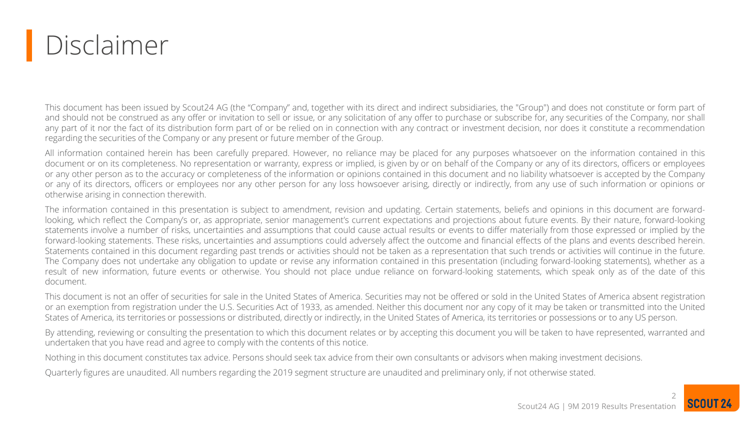# Disclaimer

This document has been issued by Scout24 AG (the "Company" and, together with its direct and indirect subsidiaries, the "Group") and does not constitute or form part of and should not be construed as any offer or invitation to sell or issue, or any solicitation of any offer to purchase or subscribe for, any securities of the Company, nor shall any part of it nor the fact of its distribution form part of or be relied on in connection with any contract or investment decision, nor does it constitute a recommendation regarding the securities of the Company or any present or future member of the Group.

All information contained herein has been carefully prepared. However, no reliance may be placed for any purposes whatsoever on the information contained in this document or on its completeness. No representation or warranty, express or implied, is given by or on behalf of the Company or any of its directors, officers or employees or any other person as to the accuracy or completeness of the information or opinions contained in this document and no liability whatsoever is accepted by the Company or any of its directors, officers or employees nor any other person for any loss howsoever arising, directly or indirectly, from any use of such information or opinions or otherwise arising in connection therewith.

The information contained in this presentation is subject to amendment, revision and updating. Certain statements, beliefs and opinions in this document are forward-looking, which reflect the Company's or, as appropriate, senior management's current expectations and projections about future events. By their nature, forward-looking statements involve a number of risks, uncertainties and assumptions that could cause actual results or events to differ materially from those expressed or implied by the forward-looking statements. These risks, uncertainties and assumptions could adversely affect the outcome and financial effects of the plans and events described herein. Statements contained in this document regarding past trends or activities should not be taken as a representation that such trends or activities will continue in the future. The Company does not undertake any obligation to update or revise any information contained in this presentation (including forward-looking statements), whether as a result of new information, future events or otherwise. You should not place undue reliance on forward-looking statements, which speak only as of the date of this document.

This document is not an offer of securities for sale in the United States of America. Securities may not be offered or sold in the United States of America absent registration or an exemption from registration under the U.S. Securities Act of 1933, as amended. Neither this document nor any copy of it may be taken or transmitted into the United States of America, its territories or possessions or distributed, directly or indirectly, in the United States of America, its territories or possessions or to any US person.

By attending, reviewing or consulting the presentation to which this document relates or by accepting this document you will be taken to have represented, warranted and undertaken that you have read and agree to comply with the contents of this notice.

Nothing in this document constitutes tax advice. Persons should seek tax advice from their own consultants or advisors when making investment decisions.

Quarterly figures are unaudited. All numbers regarding the 2019 segment structure are unaudited and preliminary only, if not otherwise stated.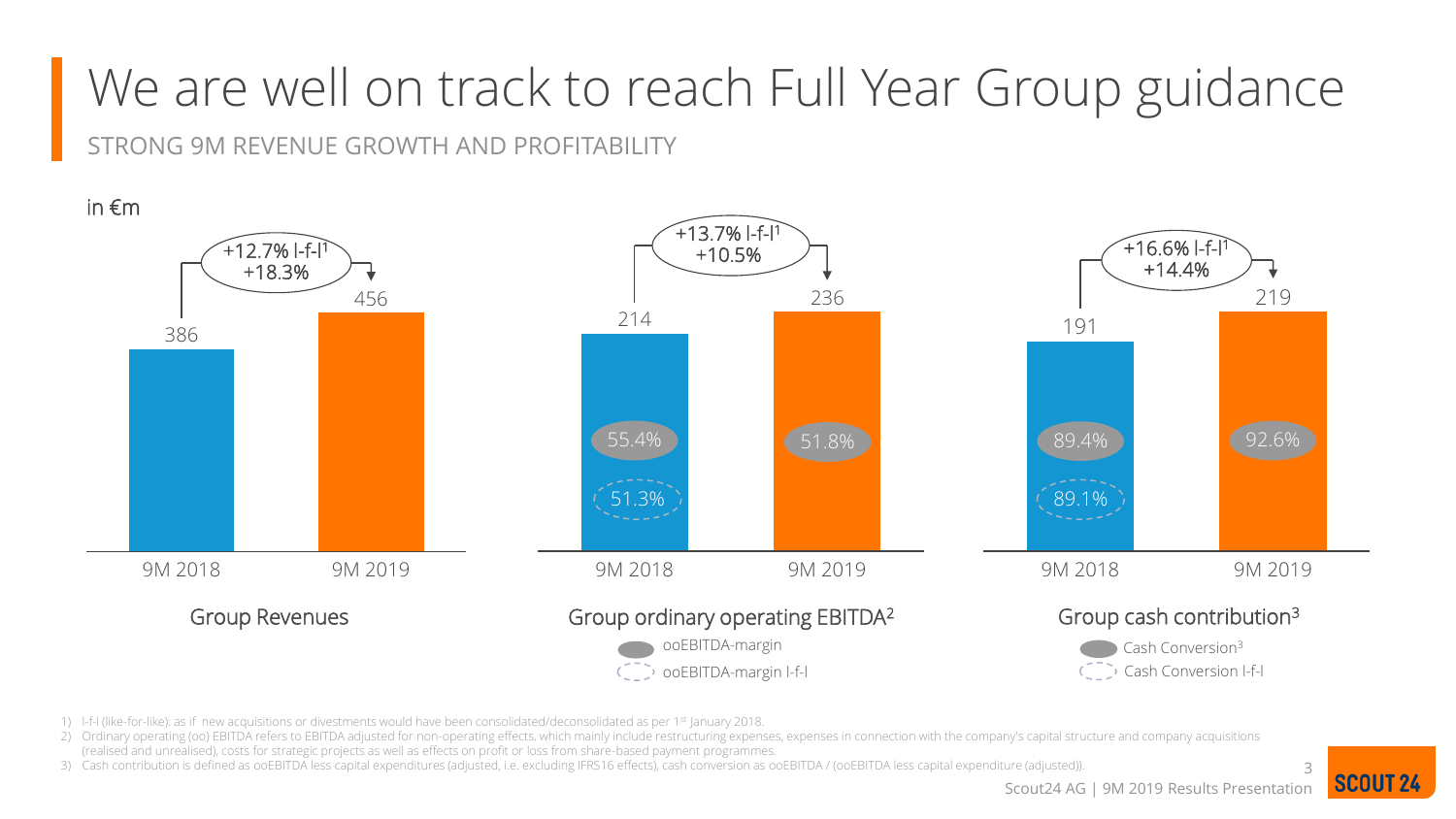# We are well on track to reach Full Year Group guidance

STRONG 9M REVENUE GROWTH AND PROFITABILITY

in €m

**Group Revenues**

| | 9M 2018 | 9M 2019 |
|---|---|---|
| Group Revenues | 386 | 456 |

Growth: +12.7% l-f-l[1], +18.3%

**Group ordinary operating EBITDA[2]**

| | 9M 2018 | 9M 2019 |
|---|---|---|
| ooEBITDA | 214 | 236 |
| ooEBITDA-margin | 55.4% | 51.8% |
| ooEBITDA-margin l-f-l | 51.3% | |

Growth: +13.7% l-f-l[1], +10.5%

**Group cash contribution[3]**

| | 9M 2018 | 9M 2019 |
|---|---|---|
| Cash contribution | 191 | 219 |
| Cash Conversion[3] | 89.4% | 92.6% |
| Cash Conversion l-f-l | 89.1% | |

Growth: +16.6% l-f-l[1], +14.4%

1) l-f-l (like-for-like): as if new acquisitions or divestments would have been consolidated/deconsolidated as per 1st January 2018.
2) Ordinary operating (oo) EBITDA refers to EBITDA adjusted for non-operating effects, which mainly include restructuring expenses, expenses in connection with the company's capital structure and company acquisitions (realised and unrealised), costs for strategic projects as well as effects on profit or loss from share-based payment programmes.
3) Cash contribution is defined as ooEBITDA less capital expenditures (adjusted, i.e. excluding IFRS16 effects), cash conversion as ooEBITDA / (ooEBITDA less capital expenditure (adjusted)).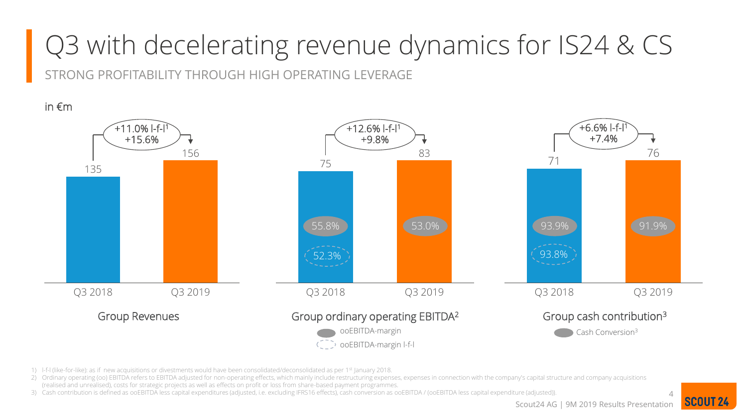# Q3 with decelerating revenue dynamics for IS24 & CS

STRONG PROFITABILITY THROUGH HIGH OPERATING LEVERAGE

in €m

**Group Revenues**

| | Q3 2018 | Q3 2019 |
|---|---|---|
| Group Revenues | 135 | 156 |

Growth: +11.0% l-f-l[1], +15.6%

**Group ordinary operating EBITDA[2]**

| | Q3 2018 | Q3 2019 |
|---|---|---|
| Group ordinary operating EBITDA | 75 | 83 |
| ooEBITDA-margin | 55.8% | 53.0% |
| ooEBITDA-margin l-f-l | 52.3% | |

Growth: +12.6% l-f-l[1], +9.8%

**Group cash contribution[3]**

| | Q3 2018 | Q3 2019 |
|---|---|---|
| Group cash contribution | 71 | 76 |
| Cash Conversion[3] | 93.9% | 91.9% |
| Cash Conversion l-f-l | 93.8% | |

Growth: +6.6% l-f-l[1], +7.4%

1) l-f-l (like-for-like): as if new acquisitions or divestments would have been consolidated/deconsolidated as per 1st January 2018.
2) Ordinary operating (oo) EBITDA refers to EBITDA adjusted for non-operating effects, which mainly include restructuring expenses, expenses in connection with the company's capital structure and company acquisitions (realised and unrealised), costs for strategic projects as well as effects on profit or loss from share-based payment programmes.
3) Cash contribution is defined as ooEBITDA less capital expenditures (adjusted, i.e. excluding IFRS16 effects), cash conversion as ooEBITDA / (ooEBITDA less capital expenditure (adjusted)).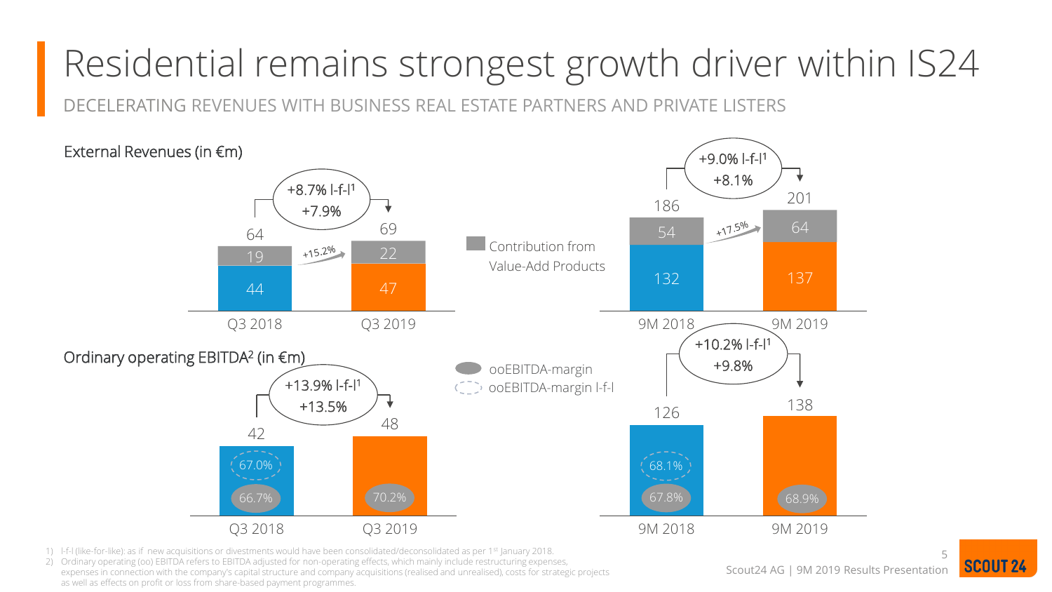# Residential remains strongest growth driver within IS24

DECELERATING REVENUES WITH BUSINESS REAL ESTATE PARTNERS AND PRIVATE LISTERS

## External Revenues (in €m)

| | Q3 2018 | Q3 2019 | 9M 2018 | 9M 2019 |
|---|---|---|---|---|
| Contribution from Value-Add Products | 19 | 22 | 54 | 64 |
| Other | 44 | 47 | 132 | 137 |
| Total | 64 | 69 | 186 | 201 |

- Q3: +8.7% l-f-l[1], +7.9%; Value-Add Products +15.2%
- 9M: +9.0% l-f-l[1], +8.1%; Value-Add Products +17.5%

## Ordinary operating EBITDA[2] (in €m)

| | Q3 2018 | Q3 2019 | 9M 2018 | 9M 2019 |
|---|---|---|---|---|
| ooEBITDA | 42 | 48 | 126 | 138 |
| ooEBITDA-margin | 66.7% | 70.2% | 67.8% | 68.9% |
| ooEBITDA-margin l-f-l | 67.0% | | 68.1% | |

- Q3: +13.9% l-f-l[1], +13.5%
- 9M: +10.2% l-f-l[1], +9.8%

1) l-f-l (like-for-like): as if new acquisitions or divestments would have been consolidated/deconsolidated as per 1st January 2018.
2) Ordinary operating (oo) EBITDA refers to EBITDA adjusted for non-operating effects, which mainly include restructuring expenses, expenses in connection with the company's capital structure and company acquisitions (realised and unrealised), costs for strategic projects as well as effects on profit or loss from share-based payment programmes.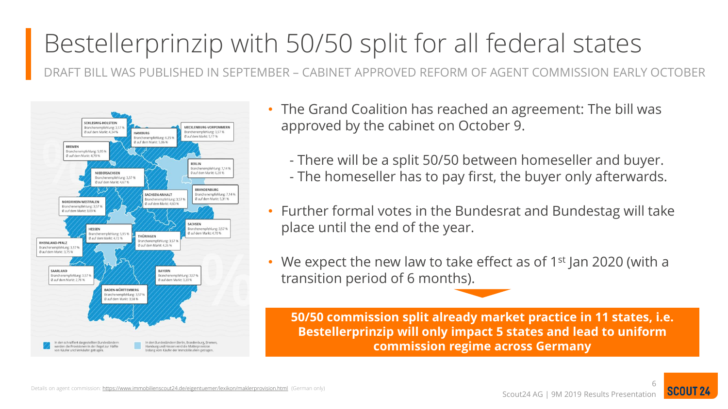# Bestellerprinzip with 50/50 split for all federal states

DRAFT BILL WAS PUBLISHED IN SEPTEMBER – CABINET APPROVED REFORM OF AGENT COMMISSION EARLY OCTOBER

SCHLESWIG-HOLSTEIN
Branchenempfehlung: 3,57 %
Ø auf dem Markt: 4,34 %

MECKLENBURG-VORPOMMERN
Branchenempfehlung: 3,57 %
Ø auf dem Markt: 5,17 %

HAMBURG
Branchenempfehlung: 6,25 %
Ø auf dem Markt: 5,06 %

BREMEN
Branchenempfehlung: 5,95 %
Ø auf dem Markt: 4,70 %

BERLIN
Branchenempfehlung: 7,14 %
Ø auf dem Markt: 6,28 %

NIEDERSACHSEN
Branchenempfehlung: 3,57 %
Ø auf dem Markt: 4,67 %

BRANDENBURG
Branchenempfehlung: 7,14 %
Ø auf dem Markt: 5,31 %

SACHSEN-ANHALT
Branchenempfehlung: 3,57 %
Ø auf dem Markt: 4,60 %

NORDRHEIN-WESTFALEN
Branchenempfehlung: 3,57 %
Ø auf dem Markt: 3,09 %

SACHSEN
Branchenempfehlung: 3,57 %
Ø auf dem Markt: 4,70 %

HESSEN
Branchenempfehlung: 5,95 %
Ø auf dem Markt: 4,72 %

THÜRINGEN
Branchenempfehlung: 3,57 %
Ø auf dem Markt: 4,26 %

RHEINLAND-PFALZ
Branchenempfehlung: 3,57 %
Ø auf dem Markt: 3,75 %

SAARLAND
Branchenempfehlung: 3,57 %
Ø auf dem Markt: 2,78 %

BAYERN
Branchenempfehlung: 3,57 %
Ø auf dem Markt: 3,20 %

BADEN-WÜRTTEMBERG
Branchenempfehlung: 3,57 %
Ø auf dem Markt: 3,58 %

In den schraffiert dargestellten Bundesländern werden die Provisionen in der Regel zur Hälfte von Käufer und Verkäufer getragen.

In den Bundesländern Berlin, Brandenburg, Bremen, Hamburg und Hessen wird die Maklerprovision bislang vom Käufer der Immobilie allein getragen.

- The Grand Coalition has reached an agreement: The bill was approved by the cabinet on October 9.
  - There will be a split 50/50 between homeseller and buyer.
  - The homeseller has to pay first, the buyer only afterwards.
- Further formal votes in the Bundesrat and Bundestag will take place until the end of the year.
- We expect the new law to take effect as of 1st Jan 2020 (with a transition period of 6 months).

**50/50 commission split already market practice in 11 states, i.e. Bestellerprinzip will only impact 5 states and lead to uniform commission regime across Germany**

Details on agent commission: https://www.immobilienscout24.de/eigentuemer/lexikon/maklerprovision.html (German only)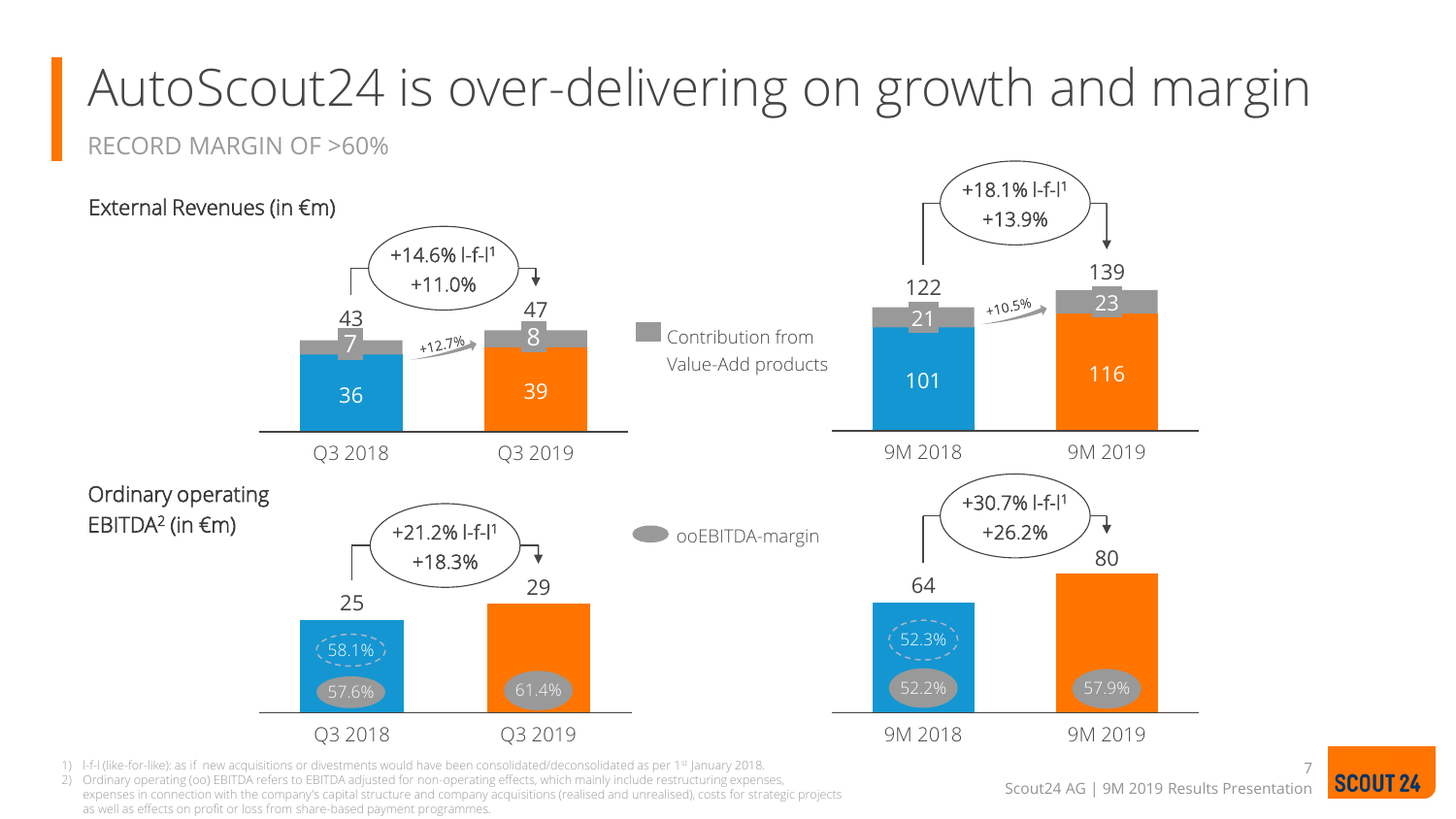# AutoScout24 is over-delivering on growth and margin

RECORD MARGIN OF >60%

## External Revenues (in €m)

| | Q3 2018 | Q3 2019 | 9M 2018 | 9M 2019 |
|---|---|---|---|---|
| Total | 43 | 47 | 122 | 139 |
| Contribution from Value-Add products | 7 | 8 | 21 | 23 |
| Core | 36 | 39 | 101 | 116 |

- Q3: +14.6% l-f-l[1], +11.0%; Value-Add products +12.7%
- 9M: +18.1% l-f-l[1], +13.9%; Value-Add products +10.5%

## Ordinary operating EBITDA[2] (in €m)

| | Q3 2018 | Q3 2019 | 9M 2018 | 9M 2019 |
|---|---|---|---|---|
| ooEBITDA | 25 | 29 | 64 | 80 |
| ooEBITDA-margin | 57.6% (58.1%) | 61.4% | 52.2% (52.3%) | 57.9% |

- Q3: +21.2% l-f-l[1], +18.3%
- 9M: +30.7% l-f-l[1], +26.2%

1) l-f-l (like-for-like): as if new acquisitions or divestments would have been consolidated/deconsolidated as per 1st January 2018.
2) Ordinary operating (oo) EBITDA refers to EBITDA adjusted for non-operating effects, which mainly include restructuring expenses, expenses in connection with the company's capital structure and company acquisitions (realised and unrealised), costs for strategic projects as well as effects on profit or loss from share-based payment programmes.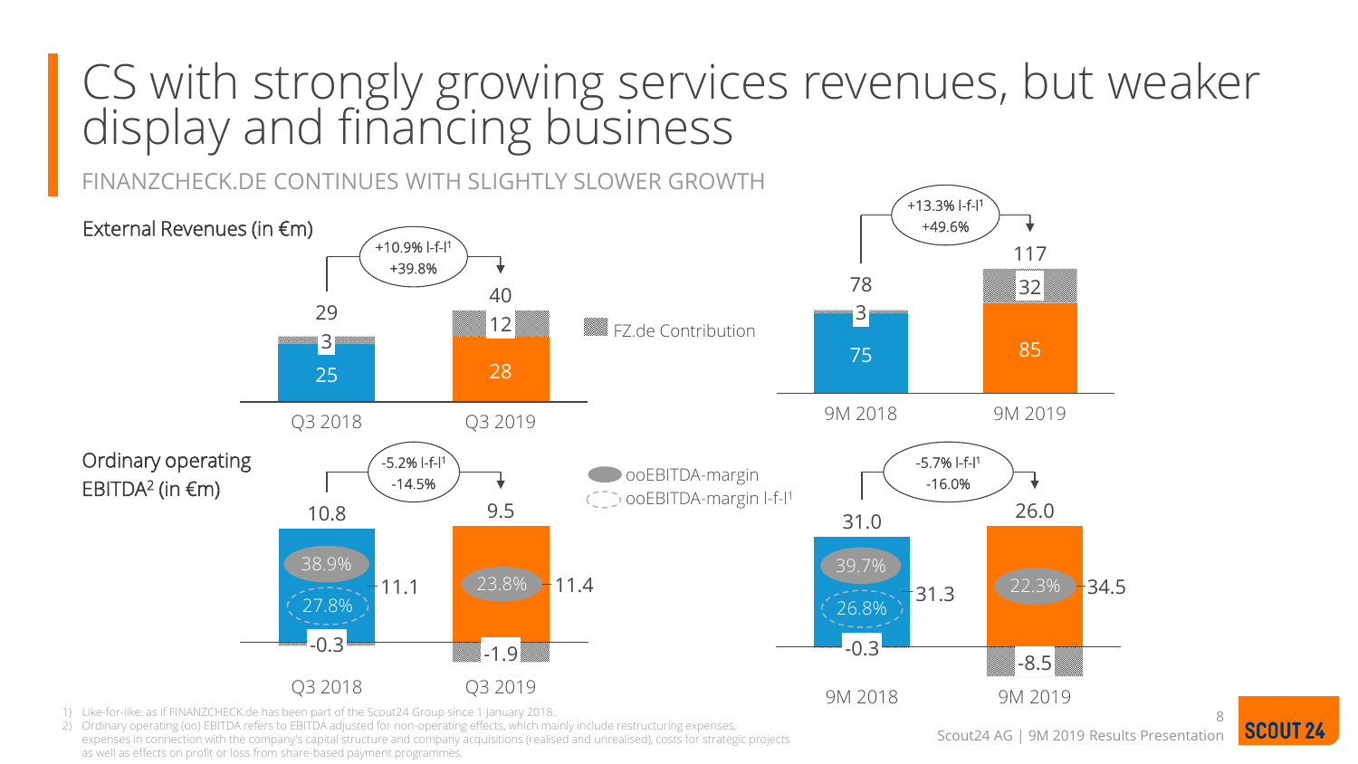# CS with strongly growing services revenues, but weaker display and financing business

FINANZCHECK.DE CONTINUES WITH SLIGHTLY SLOWER GROWTH

**External Revenues (in €m)**

| | Q3 2018 | Q3 2019 | 9M 2018 | 9M 2019 |
|---|---|---|---|---|
| Total | 29 | 40 | 78 | 117 |
| FZ.de Contribution | 3 | 12 | 3 | 32 |
| Excl. FZ.de | 25 | 28 | 75 | 85 |

Q3 2018 → Q3 2019: +10.9% l-f-l[1], +39.8%

9M 2018 → 9M 2019: +13.3% l-f-l[1], +49.6%

**Ordinary operating EBITDA[2] (in €m)**

| | Q3 2018 | Q3 2019 | 9M 2018 | 9M 2019 |
|---|---|---|---|---|
| ooEBITDA | 10.8 | 9.5 | 31.0 | 26.0 |
| Excl. FZ.de | 11.1 | 11.4 | 31.3 | 34.5 |
| FZ.de Contribution | -0.3 | -1.9 | -0.3 | -8.5 |
| ooEBITDA-margin | 38.9% | 23.8% | 39.7% | 22.3% |
| ooEBITDA-margin l-f-l[1] | 27.8% | | 26.8% | |

Q3 2018 → Q3 2019: -5.2% l-f-l[1], -14.5%

9M 2018 → 9M 2019: -5.7% l-f-l[1], -16.0%

1) Like-for-like: as if FINANZCHECK.de has been part of the Scout24 Group since 1 January 2018.
2) Ordinary operating (oo) EBITDA refers to EBITDA adjusted for non-operating effects, which mainly include restructuring expenses, expenses in connection with the company's capital structure and company acquisitions (realised and unrealised), costs for strategic projects as well as effects on profit or loss from share-based payment programmes.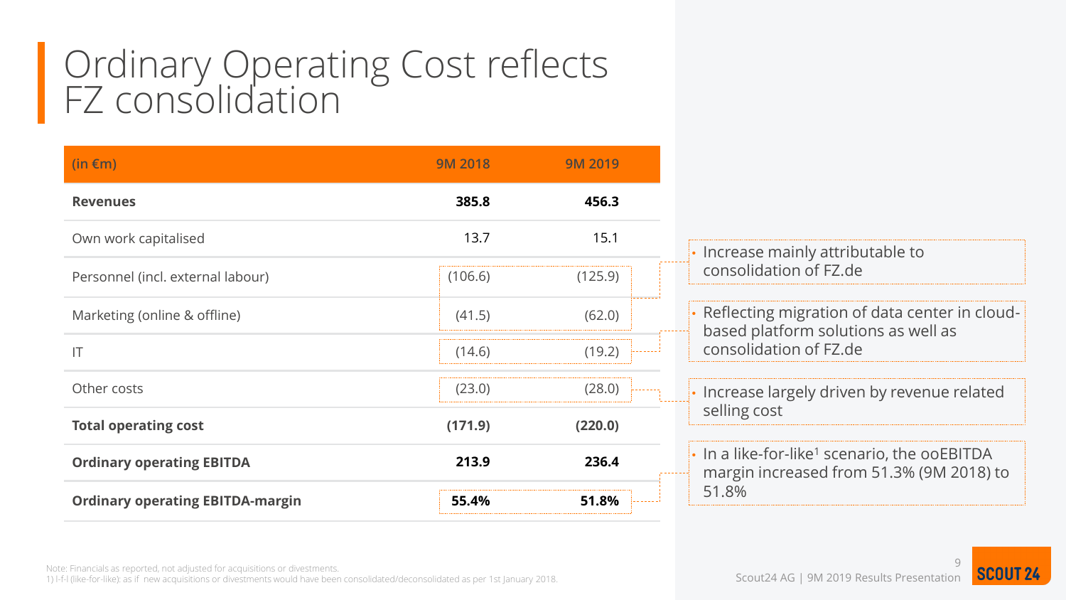# Ordinary Operating Cost reflects FZ consolidation

| (in €m) | 9M 2018 | 9M 2019 |
|---|---|---|
| **Revenues** | **385.8** | **456.3** |
| Own work capitalised | 13.7 | 15.1 |
| Personnel (incl. external labour) | (106.6) | (125.9) |
| Marketing (online & offline) | (41.5) | (62.0) |
| IT | (14.6) | (19.2) |
| Other costs | (23.0) | (28.0) |
| **Total operating cost** | **(171.9)** | **(220.0)** |
| **Ordinary operating EBITDA** | **213.9** | **236.4** |
| **Ordinary operating EBITDA-margin** | **55.4%** | **51.8%** |

- Increase mainly attributable to consolidation of FZ.de
- Reflecting migration of data center in cloud-based platform solutions as well as consolidation of FZ.de
- Increase largely driven by revenue related selling cost
- In a like-for-like[1] scenario, the ooEBITDA margin increased from 51.3% (9M 2018) to 51.8%

Note: Financials as reported, not adjusted for acquisitions or divestments.
1) l-f-l (like-for-like): as if new acquisitions or divestments would have been consolidated/deconsolidated as per 1st January 2018.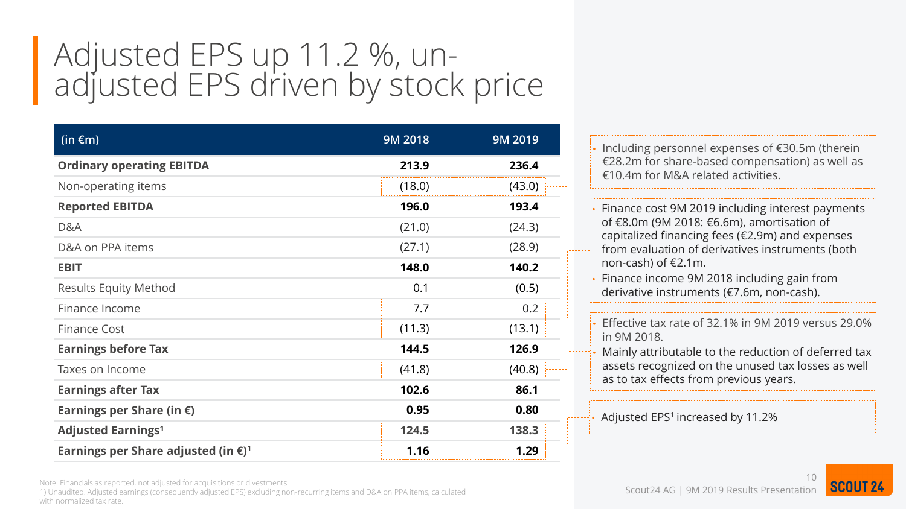# Adjusted EPS up 11.2 %, un-adjusted EPS driven by stock price

| (in €m) | 9M 2018 | 9M 2019 |
|---|---|---|
| **Ordinary operating EBITDA** | **213.9** | **236.4** |
| Non-operating items | (18.0) | (43.0) |
| **Reported EBITDA** | **196.0** | **193.4** |
| D&A | (21.0) | (24.3) |
| D&A on PPA items | (27.1) | (28.9) |
| **EBIT** | **148.0** | **140.2** |
| Results Equity Method | 0.1 | (0.5) |
| Finance Income | 7.7 | 0.2 |
| Finance Cost | (11.3) | (13.1) |
| **Earnings before Tax** | **144.5** | **126.9** |
| Taxes on Income | (41.8) | (40.8) |
| **Earnings after Tax** | **102.6** | **86.1** |
| **Earnings per Share (in €)** | **0.95** | **0.80** |
| **Adjusted Earnings**[1] | **124.5** | **138.3** |
| **Earnings per Share adjusted (in €)**[1] | **1.16** | **1.29** |

- Including personnel expenses of €30.5m (therein €28.2m for share-based compensation) as well as €10.4m for M&A related activities.

- Finance cost 9M 2019 including interest payments of €8.0m (9M 2018: €6.6m), amortisation of capitalized financing fees (€2.9m) and expenses from evaluation of derivatives instruments (both non-cash) of €2.1m.
- Finance income 9M 2018 including gain from derivative instruments (€7.6m, non-cash).

- Effective tax rate of 32.1% in 9M 2019 versus 29.0% in 9M 2018.
- Mainly attributable to the reduction of deferred tax assets recognized on the unused tax losses as well as to tax effects from previous years.

- Adjusted EPS[1] increased by 11.2%

Note: Financials as reported, not adjusted for acquisitions or divestments.
1) Unaudited. Adjusted earnings (consequently adjusted EPS) excluding non-recurring items and D&A on PPA items, calculated with normalized tax rate.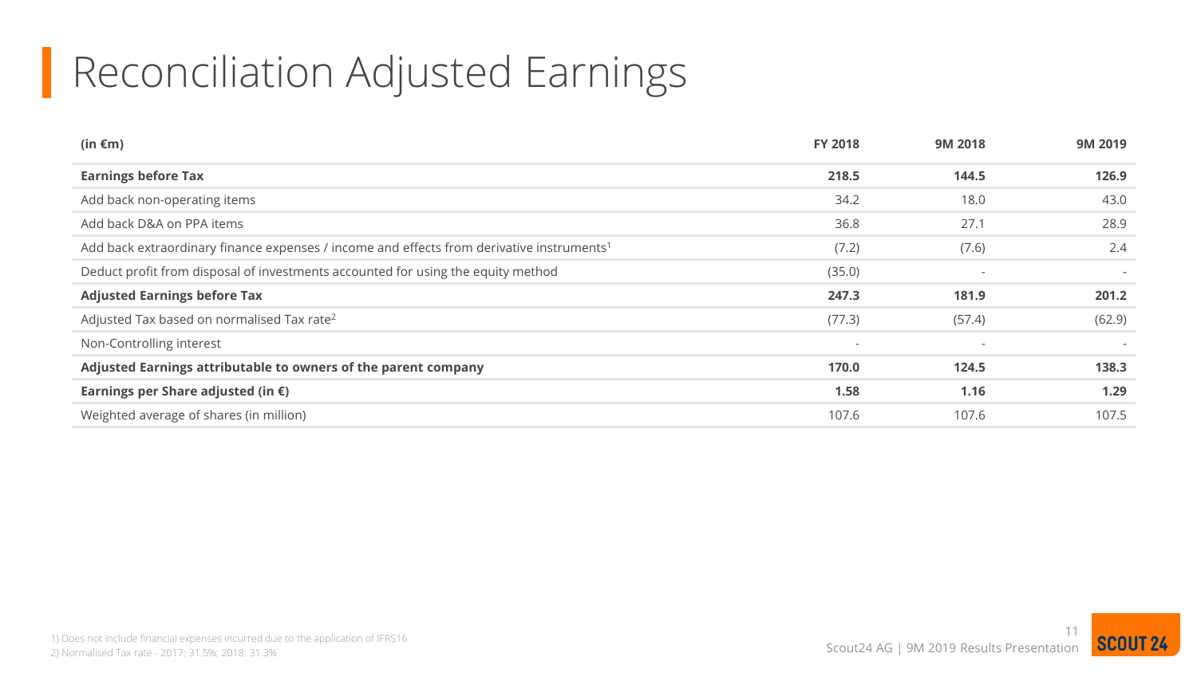# Reconciliation Adjusted Earnings

| (in €m) | FY 2018 | 9M 2018 | 9M 2019 |
|---|---|---|---|
| **Earnings before Tax** | **218.5** | **144.5** | **126.9** |
| Add back non-operating items | 34.2 | 18.0 | 43.0 |
| Add back D&A on PPA items | 36.8 | 27.1 | 28.9 |
| Add back extraordinary finance expenses / income and effects from derivative instruments[1] | (7.2) | (7.6) | 2.4 |
| Deduct profit from disposal of investments accounted for using the equity method | (35.0) | - | - |
| **Adjusted Earnings before Tax** | **247.3** | **181.9** | **201.2** |
| Adjusted Tax based on normalised Tax rate[2] | (77.3) | (57.4) | (62.9) |
| Non-Controlling interest | - | - | - |
| **Adjusted Earnings attributable to owners of the parent company** | **170.0** | **124.5** | **138.3** |
| **Earnings per Share adjusted (in €)** | **1.58** | **1.16** | **1.29** |
| Weighted average of shares (in million) | 107.6 | 107.6 | 107.5 |

1) Does not include financial expenses incurred due to the application of IFRS16
2) Normalised Tax rate - 2017: 31.5%; 2018: 31.3%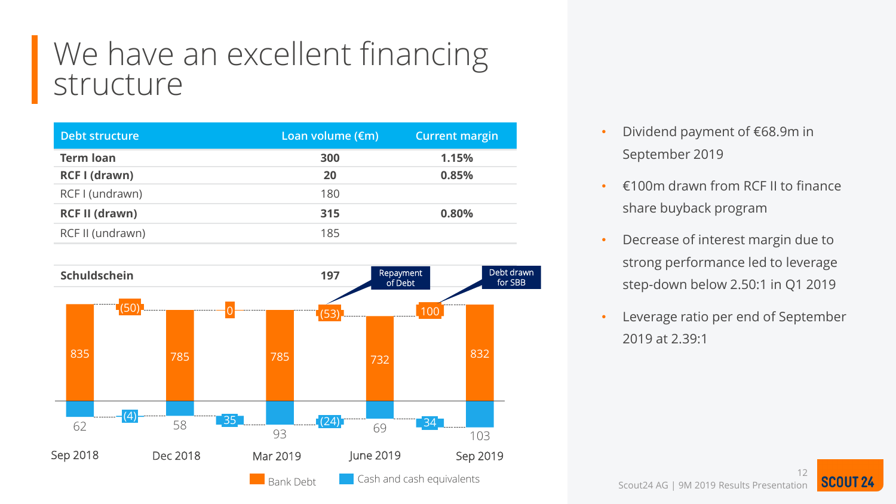# We have an excellent financing structure

| Debt structure | Loan volume (€m) | Current margin |
|---|---|---|
| **Term loan** | **300** | **1.15%** |
| **RCF I (drawn)** | **20** | **0.85%** |
| RCF I (undrawn) | 180 | |
| **RCF II (drawn)** | **315** | **0.80%** |
| RCF II (undrawn) | 185 | |
| **Schuldschein** | **197** | |

| | Sep 2018 | | Dec 2018 | | Mar 2019 | | June 2019 | | Sep 2019 |
|---|---|---|---|---|---|---|---|---|---|
| Bank Debt | 835 | (50) | 785 | 0 | 785 | (53) Repayment of Debt | 732 | 100 Debt drawn for SBB | 832 |
| Cash and cash equivalents | 62 | (4) | 58 | 35 | 93 | (24) | 69 | 34 | 103 |

- Dividend payment of €68.9m in September 2019
- €100m drawn from RCF II to finance share buyback program
- Decrease of interest margin due to strong performance led to leverage step-down below 2.50:1 in Q1 2019
- Leverage ratio per end of September 2019 at 2.39:1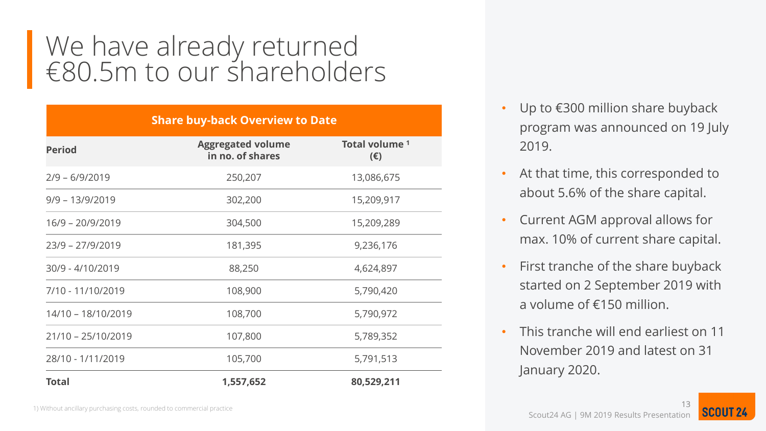# We have already returned €80.5m to our shareholders

| Share buy-back Overview to Date | | |
|---|---|---|
| **Period** | **Aggregated volume in no. of shares** | **Total volume [1] (€)** |
| 2/9 – 6/9/2019 | 250,207 | 13,086,675 |
| 9/9 – 13/9/2019 | 302,200 | 15,209,917 |
| 16/9 – 20/9/2019 | 304,500 | 15,209,289 |
| 23/9 – 27/9/2019 | 181,395 | 9,236,176 |
| 30/9 - 4/10/2019 | 88,250 | 4,624,897 |
| 7/10 - 11/10/2019 | 108,900 | 5,790,420 |
| 14/10 – 18/10/2019 | 108,700 | 5,790,972 |
| 21/10 – 25/10/2019 | 107,800 | 5,789,352 |
| 28/10 - 1/11/2019 | 105,700 | 5,791,513 |
| **Total** | **1,557,652** | **80,529,211** |

1) Without ancillary purchasing costs, rounded to commercial practice

- Up to €300 million share buyback program was announced on 19 July 2019.
- At that time, this corresponded to about 5.6% of the share capital.
- Current AGM approval allows for max. 10% of current share capital.
- First tranche of the share buyback started on 2 September 2019 with a volume of €150 million.
- This tranche will end earliest on 11 November 2019 and latest on 31 January 2020.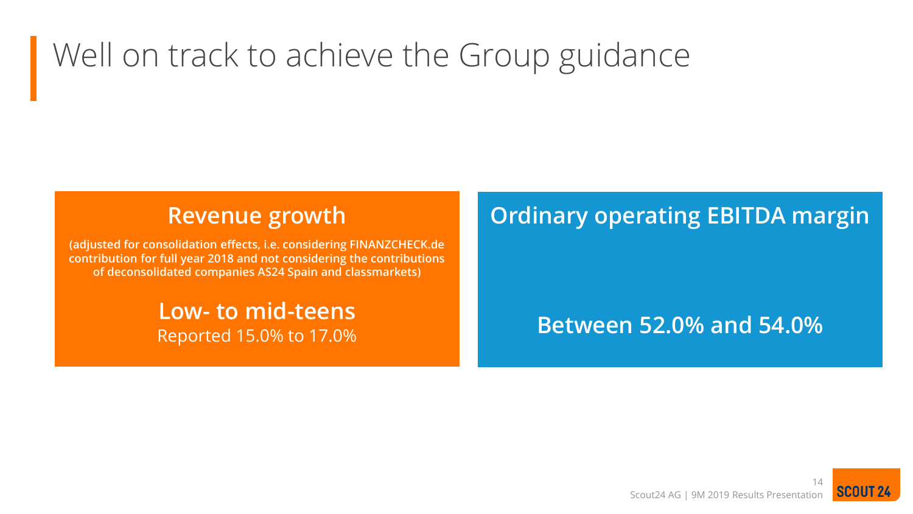# Well on track to achieve the Group guidance

## Revenue growth

**(adjusted for consolidation effects, i.e. considering FINANZCHECK.de contribution for full year 2018 and not considering the contributions of deconsolidated companies AS24 Spain and classmarkets)**

**Low- to mid-teens**

Reported 15.0% to 17.0%

## Ordinary operating EBITDA margin

**Between 52.0% and 54.0%**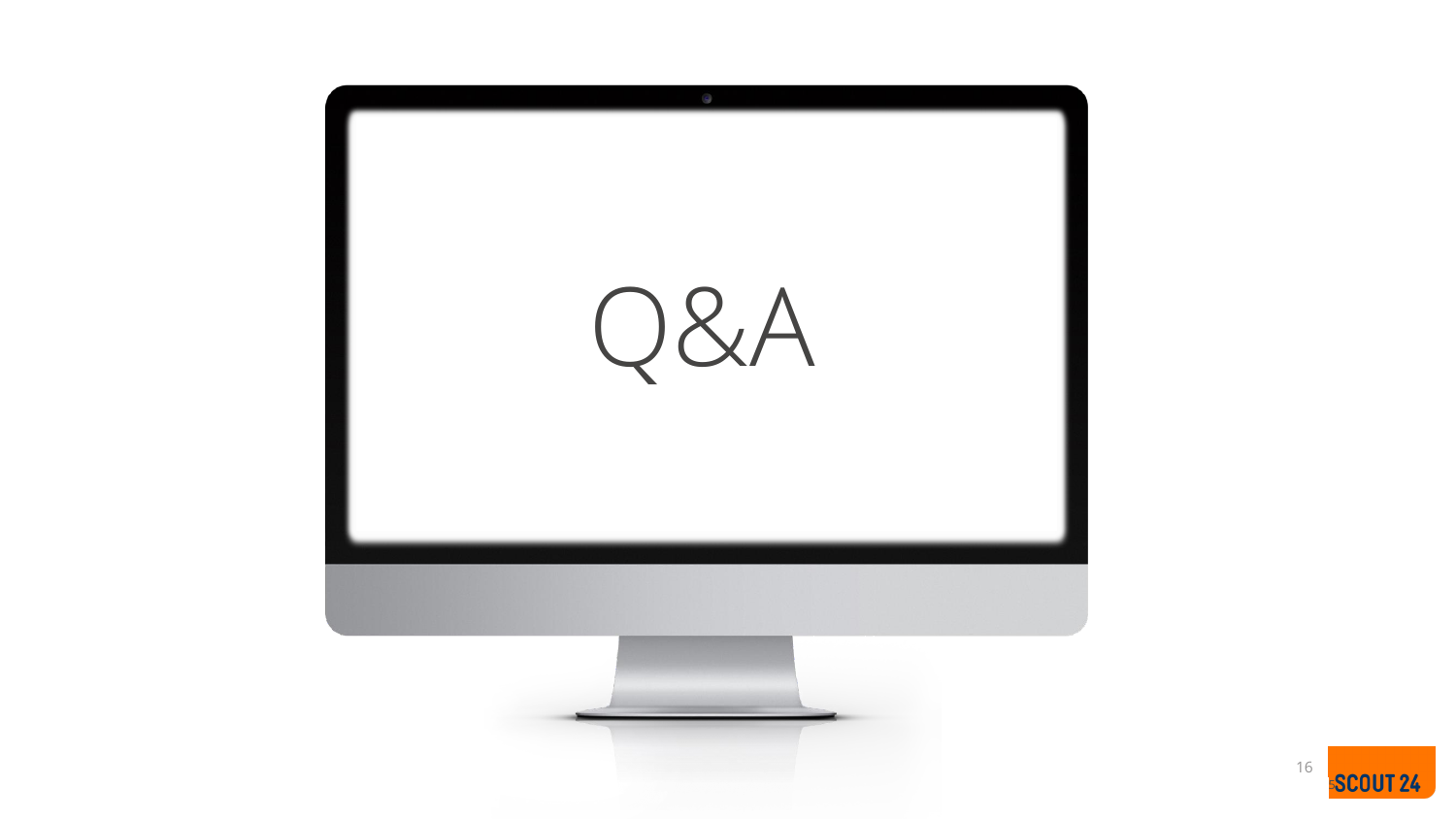# Q&A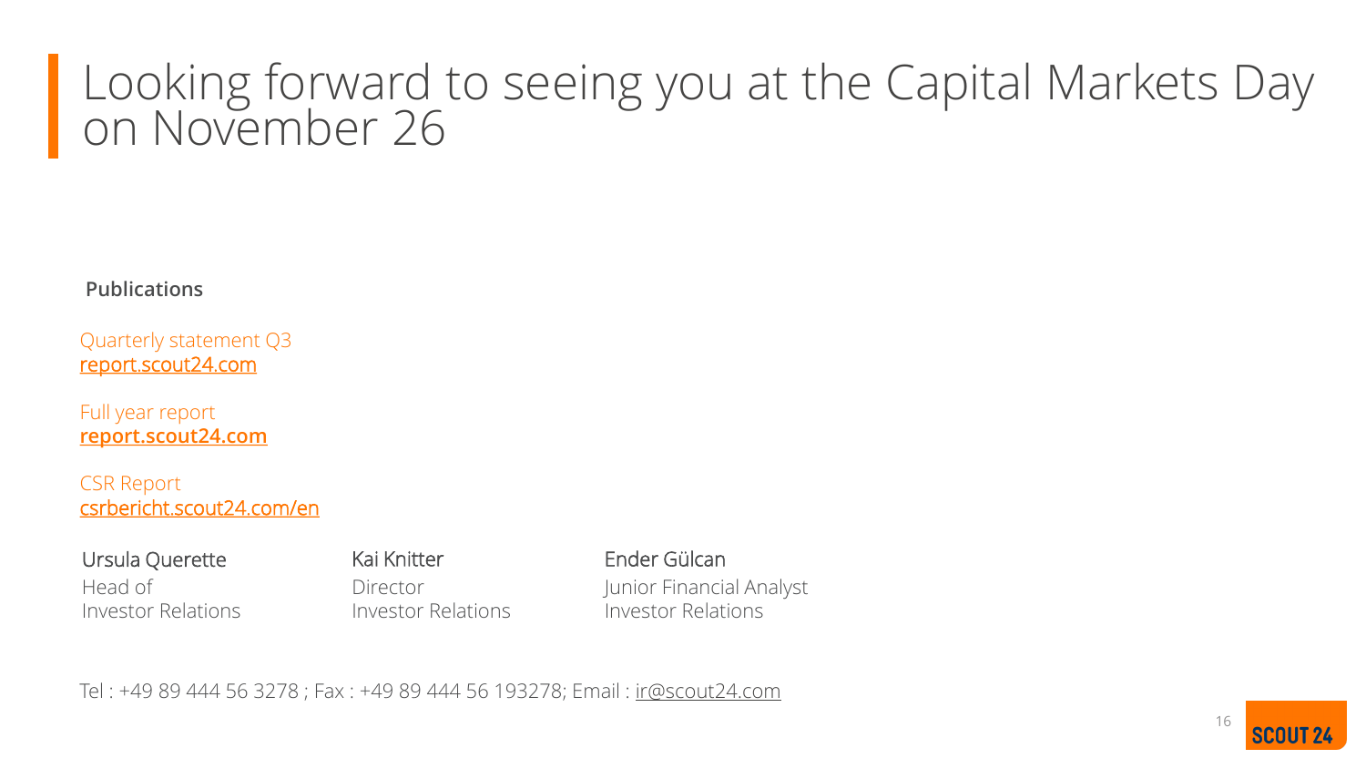# Looking forward to seeing you at the Capital Markets Day on November 26

**Publications**

Quarterly statement Q3
report.scout24.com

Full year report
**report.scout24.com**

CSR Report
csrbericht.scout24.com/en

Ursula Querette
Head of
Investor Relations

Kai Knitter
Director
Investor Relations

Ender Gülcan
Junior Financial Analyst
Investor Relations

Tel : +49 89 444 56 3278 ; Fax : +49 89 444 56 193278; Email : ir@scout24.com

SCOUT 24